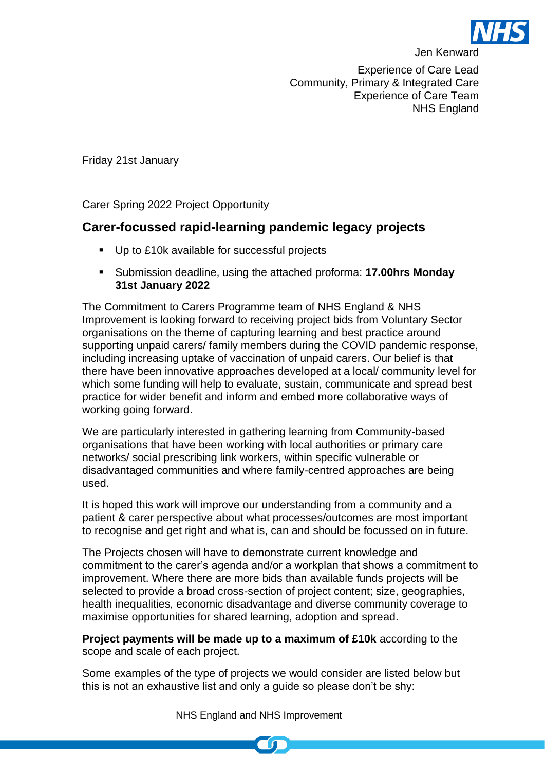Jen Kenward

Experience of Care Lead
Community, Primary & Integrated Care
Experience of Care Team
NHS England

Friday 21st January

Carer Spring 2022 Project Opportunity

## Carer-focussed rapid-learning pandemic legacy projects

- Up to £10k available for successful projects
- Submission deadline, using the attached proforma: **17.00hrs Monday 31st January 2022**

The Commitment to Carers Programme team of NHS England & NHS Improvement is looking forward to receiving project bids from Voluntary Sector organisations on the theme of capturing learning and best practice around supporting unpaid carers/ family members during the COVID pandemic response, including increasing uptake of vaccination of unpaid carers. Our belief is that there have been innovative approaches developed at a local/ community level for which some funding will help to evaluate, sustain, communicate and spread best practice for wider benefit and inform and embed more collaborative ways of working going forward.

We are particularly interested in gathering learning from Community-based organisations that have been working with local authorities or primary care networks/ social prescribing link workers, within specific vulnerable or disadvantaged communities and where family-centred approaches are being used.

It is hoped this work will improve our understanding from a community and a patient & carer perspective about what processes/outcomes are most important to recognise and get right and what is, can and should be focussed on in future.

The Projects chosen will have to demonstrate current knowledge and commitment to the carer's agenda and/or a workplan that shows a commitment to improvement. Where there are more bids than available funds projects will be selected to provide a broad cross-section of project content; size, geographies, health inequalities, economic disadvantage and diverse community coverage to maximise opportunities for shared learning, adoption and spread.

**Project payments will be made up to a maximum of £10k** according to the scope and scale of each project.

Some examples of the type of projects we would consider are listed below but this is not an exhaustive list and only a guide so please don't be shy: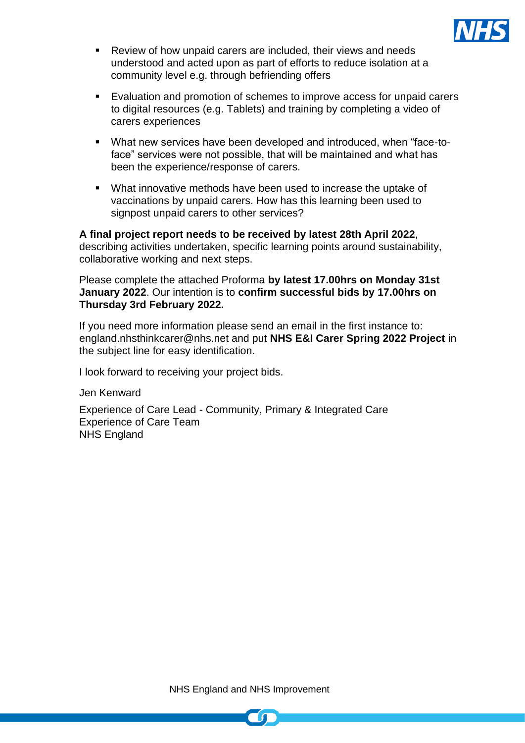- Review of how unpaid carers are included, their views and needs understood and acted upon as part of efforts to reduce isolation at a community level e.g. through befriending offers
- Evaluation and promotion of schemes to improve access for unpaid carers to digital resources (e.g. Tablets) and training by completing a video of carers experiences
- What new services have been developed and introduced, when "face-to-face" services were not possible, that will be maintained and what has been the experience/response of carers.
- What innovative methods have been used to increase the uptake of vaccinations by unpaid carers. How has this learning been used to signpost unpaid carers to other services?

**A final project report needs to be received by latest 28th April 2022**, describing activities undertaken, specific learning points around sustainability, collaborative working and next steps.

Please complete the attached Proforma **by latest 17.00hrs on Monday 31st January 2022**. Our intention is to **confirm successful bids by 17.00hrs on Thursday 3rd February 2022.**

If you need more information please send an email in the first instance to: england.nhsthinkcarer@nhs.net and put **NHS E&I Carer Spring 2022 Project** in the subject line for easy identification.

I look forward to receiving your project bids.

Jen Kenward

Experience of Care Lead - Community, Primary & Integrated Care
Experience of Care Team
NHS England